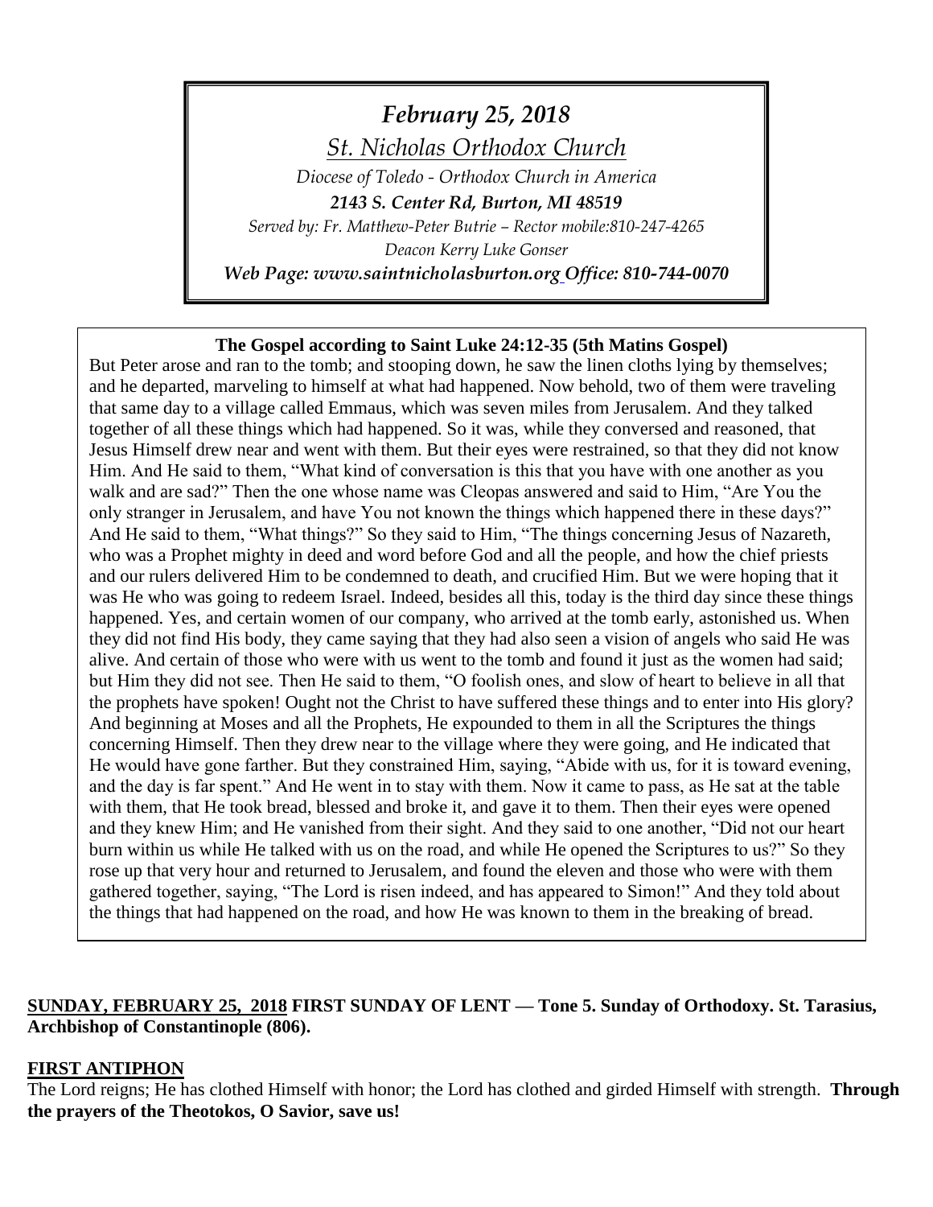*February 25, 2018*

*St. Nicholas Orthodox Church*

*Diocese of Toledo - Orthodox Church in America*

***2143 S. Center Rd, Burton, MI 48519***

*Served by: Fr. Matthew-Peter Butrie – Rector mobile:810-247-4265*

*Deacon Kerry Luke Gonser*

***Web Page: www.saintnicholasburton.org Office: 810-744-0070***

**The Gospel according to Saint Luke 24:12-35 (5th Matins Gospel)**

But Peter arose and ran to the tomb; and stooping down, he saw the linen cloths lying by themselves; and he departed, marveling to himself at what had happened. Now behold, two of them were traveling that same day to a village called Emmaus, which was seven miles from Jerusalem. And they talked together of all these things which had happened. So it was, while they conversed and reasoned, that Jesus Himself drew near and went with them. But their eyes were restrained, so that they did not know Him. And He said to them, "What kind of conversation is this that you have with one another as you walk and are sad?" Then the one whose name was Cleopas answered and said to Him, "Are You the only stranger in Jerusalem, and have You not known the things which happened there in these days?" And He said to them, "What things?" So they said to Him, "The things concerning Jesus of Nazareth, who was a Prophet mighty in deed and word before God and all the people, and how the chief priests and our rulers delivered Him to be condemned to death, and crucified Him. But we were hoping that it was He who was going to redeem Israel. Indeed, besides all this, today is the third day since these things happened. Yes, and certain women of our company, who arrived at the tomb early, astonished us. When they did not find His body, they came saying that they had also seen a vision of angels who said He was alive. And certain of those who were with us went to the tomb and found it just as the women had said; but Him they did not see. Then He said to them, "O foolish ones, and slow of heart to believe in all that the prophets have spoken! Ought not the Christ to have suffered these things and to enter into His glory? And beginning at Moses and all the Prophets, He expounded to them in all the Scriptures the things concerning Himself. Then they drew near to the village where they were going, and He indicated that He would have gone farther. But they constrained Him, saying, "Abide with us, for it is toward evening, and the day is far spent." And He went in to stay with them. Now it came to pass, as He sat at the table with them, that He took bread, blessed and broke it, and gave it to them. Then their eyes were opened and they knew Him; and He vanished from their sight. And they said to one another, "Did not our heart burn within us while He talked with us on the road, and while He opened the Scriptures to us?" So they rose up that very hour and returned to Jerusalem, and found the eleven and those who were with them gathered together, saying, "The Lord is risen indeed, and has appeared to Simon!" And they told about the things that had happened on the road, and how He was known to them in the breaking of bread.

**SUNDAY, FEBRUARY 25, 2018 FIRST SUNDAY OF LENT — Tone 5. Sunday of Orthodoxy. St. Tarasius, Archbishop of Constantinople (806).**

## FIRST ANTIPHON

The Lord reigns; He has clothed Himself with honor; the Lord has clothed and girded Himself with strength. **Through the prayers of the Theotokos, O Savior, save us!**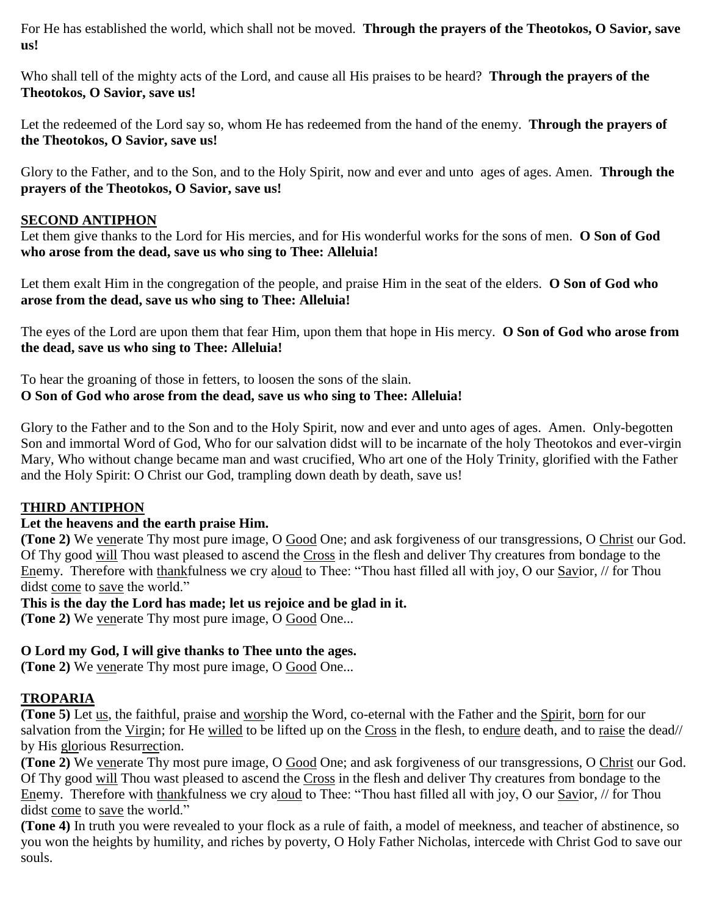For He has established the world, which shall not be moved. **Through the prayers of the Theotokos, O Savior, save us!**

Who shall tell of the mighty acts of the Lord, and cause all His praises to be heard? **Through the prayers of the Theotokos, O Savior, save us!**

Let the redeemed of the Lord say so, whom He has redeemed from the hand of the enemy. **Through the prayers of the Theotokos, O Savior, save us!**

Glory to the Father, and to the Son, and to the Holy Spirit, now and ever and unto ages of ages. Amen. **Through the prayers of the Theotokos, O Savior, save us!**

## SECOND ANTIPHON

Let them give thanks to the Lord for His mercies, and for His wonderful works for the sons of men. **O Son of God who arose from the dead, save us who sing to Thee: Alleluia!**

Let them exalt Him in the congregation of the people, and praise Him in the seat of the elders. **O Son of God who arose from the dead, save us who sing to Thee: Alleluia!**

The eyes of the Lord are upon them that fear Him, upon them that hope in His mercy. **O Son of God who arose from the dead, save us who sing to Thee: Alleluia!**

To hear the groaning of those in fetters, to loosen the sons of the slain.
**O Son of God who arose from the dead, save us who sing to Thee: Alleluia!**

Glory to the Father and to the Son and to the Holy Spirit, now and ever and unto ages of ages. Amen. Only-begotten Son and immortal Word of God, Who for our salvation didst will to be incarnate of the holy Theotokos and ever-virgin Mary, Who without change became man and wast crucified, Who art one of the Holy Trinity, glorified with the Father and the Holy Spirit: O Christ our God, trampling down death by death, save us!

## THIRD ANTIPHON

**Let the heavens and the earth praise Him.**
**(Tone 2)** We venerate Thy most pure image, O Good One; and ask forgiveness of our transgressions, O Christ our God. Of Thy good will Thou wast pleased to ascend the Cross in the flesh and deliver Thy creatures from bondage to the Enemy. Therefore with thankfulness we cry aloud to Thee: "Thou hast filled all with joy, O our Savior, // for Thou didst come to save the world."

**This is the day the Lord has made; let us rejoice and be glad in it.**
**(Tone 2)** We venerate Thy most pure image, O Good One...

**O Lord my God, I will give thanks to Thee unto the ages.**
**(Tone 2)** We venerate Thy most pure image, O Good One...

## TROPARIA

**(Tone 5)** Let us, the faithful, praise and worship the Word, co-eternal with the Father and the Spirit, born for our salvation from the Virgin; for He willed to be lifted up on the Cross in the flesh, to endure death, and to raise the dead// by His glorious Resurrection.

**(Tone 2)** We venerate Thy most pure image, O Good One; and ask forgiveness of our transgressions, O Christ our God. Of Thy good will Thou wast pleased to ascend the Cross in the flesh and deliver Thy creatures from bondage to the Enemy. Therefore with thankfulness we cry aloud to Thee: "Thou hast filled all with joy, O our Savior, // for Thou didst come to save the world."

**(Tone 4)** In truth you were revealed to your flock as a rule of faith, a model of meekness, and teacher of abstinence, so you won the heights by humility, and riches by poverty, O Holy Father Nicholas, intercede with Christ God to save our souls.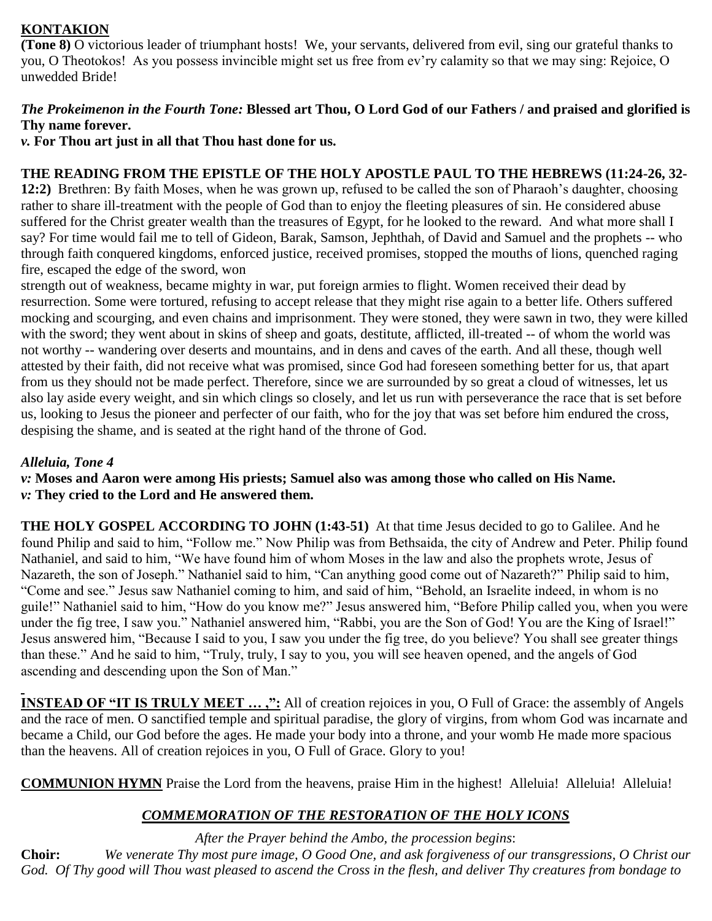**KONTAKION**

**(Tone 8)** O victorious leader of triumphant hosts! We, your servants, delivered from evil, sing our grateful thanks to you, O Theotokos! As you possess invincible might set us free from ev'ry calamity so that we may sing: Rejoice, O unwedded Bride!

***The Prokeimenon in the Fourth Tone:*** **Blessed art Thou, O Lord God of our Fathers / and praised and glorified is Thy name forever.**

***v.*** **For Thou art just in all that Thou hast done for us.**

**THE READING FROM THE EPISTLE OF THE HOLY APOSTLE PAUL TO THE HEBREWS (11:24-26, 32-12:2)** Brethren: By faith Moses, when he was grown up, refused to be called the son of Pharaoh's daughter, choosing rather to share ill-treatment with the people of God than to enjoy the fleeting pleasures of sin. He considered abuse suffered for the Christ greater wealth than the treasures of Egypt, for he looked to the reward. And what more shall I say? For time would fail me to tell of Gideon, Barak, Samson, Jephthah, of David and Samuel and the prophets -- who through faith conquered kingdoms, enforced justice, received promises, stopped the mouths of lions, quenched raging fire, escaped the edge of the sword, won strength out of weakness, became mighty in war, put foreign armies to flight. Women received their dead by resurrection. Some were tortured, refusing to accept release that they might rise again to a better life. Others suffered mocking and scourging, and even chains and imprisonment. They were stoned, they were sawn in two, they were killed with the sword; they went about in skins of sheep and goats, destitute, afflicted, ill-treated -- of whom the world was not worthy -- wandering over deserts and mountains, and in dens and caves of the earth. And all these, though well attested by their faith, did not receive what was promised, since God had foreseen something better for us, that apart from us they should not be made perfect. Therefore, since we are surrounded by so great a cloud of witnesses, let us also lay aside every weight, and sin which clings so closely, and let us run with perseverance the race that is set before us, looking to Jesus the pioneer and perfecter of our faith, who for the joy that was set before him endured the cross, despising the shame, and is seated at the right hand of the throne of God.

***Alleluia, Tone 4***

***v:*** **Moses and Aaron were among His priests; Samuel also was among those who called on His Name.**

***v:*** **They cried to the Lord and He answered them.**

**THE HOLY GOSPEL ACCORDING TO JOHN (1:43-51)** At that time Jesus decided to go to Galilee. And he found Philip and said to him, "Follow me." Now Philip was from Bethsaida, the city of Andrew and Peter. Philip found Nathaniel, and said to him, "We have found him of whom Moses in the law and also the prophets wrote, Jesus of Nazareth, the son of Joseph." Nathaniel said to him, "Can anything good come out of Nazareth?" Philip said to him, "Come and see." Jesus saw Nathaniel coming to him, and said of him, "Behold, an Israelite indeed, in whom is no guile!" Nathaniel said to him, "How do you know me?" Jesus answered him, "Before Philip called you, when you were under the fig tree, I saw you." Nathaniel answered him, "Rabbi, you are the Son of God! You are the King of Israel!" Jesus answered him, "Because I said to you, I saw you under the fig tree, do you believe? You shall see greater things than these." And he said to him, "Truly, truly, I say to you, you will see heaven opened, and the angels of God ascending and descending upon the Son of Man."

**INSTEAD OF "IT IS TRULY MEET … ,":** All of creation rejoices in you, O Full of Grace: the assembly of Angels and the race of men. O sanctified temple and spiritual paradise, the glory of virgins, from whom God was incarnate and became a Child, our God before the ages. He made your body into a throne, and your womb He made more spacious than the heavens. All of creation rejoices in you, O Full of Grace. Glory to you!

**COMMUNION HYMN** Praise the Lord from the heavens, praise Him in the highest! Alleluia! Alleluia! Alleluia!

## ***COMMEMORATION OF THE RESTORATION OF THE HOLY ICONS***

*After the Prayer behind the Ambo, the procession begins*:

**Choir:** *We venerate Thy most pure image, O Good One, and ask forgiveness of our transgressions, O Christ our God. Of Thy good will Thou wast pleased to ascend the Cross in the flesh, and deliver Thy creatures from bondage to*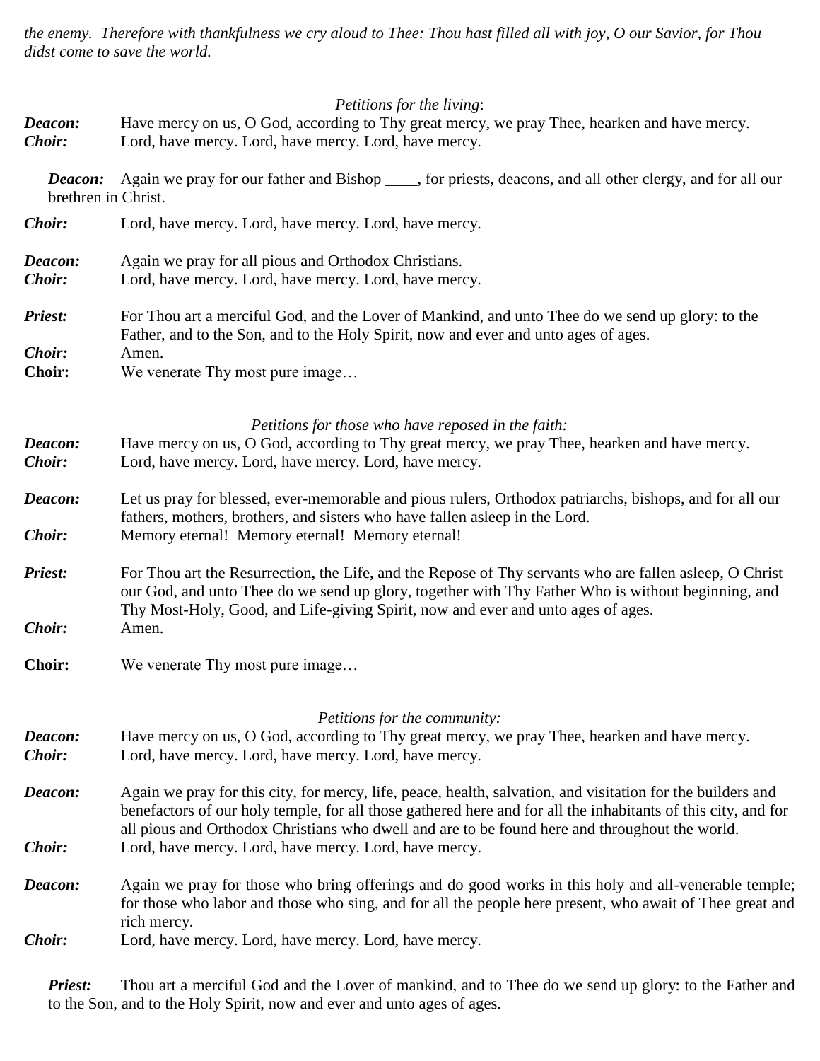*the enemy. Therefore with thankfulness we cry aloud to Thee: Thou hast filled all with joy, O our Savior, for Thou didst come to save the world.*

*Petitions for the living*:

***Deacon:*** Have mercy on us, O God, according to Thy great mercy, we pray Thee, hearken and have mercy.
***Choir:*** Lord, have mercy. Lord, have mercy. Lord, have mercy.

***Deacon:*** Again we pray for our father and Bishop ____, for priests, deacons, and all other clergy, and for all our brethren in Christ.

***Choir:*** Lord, have mercy. Lord, have mercy. Lord, have mercy.

***Deacon:*** Again we pray for all pious and Orthodox Christians.
***Choir:*** Lord, have mercy. Lord, have mercy. Lord, have mercy.

***Priest:*** For Thou art a merciful God, and the Lover of Mankind, and unto Thee do we send up glory: to the Father, and to the Son, and to the Holy Spirit, now and ever and unto ages of ages.
***Choir:*** Amen.
**Choir:** We venerate Thy most pure image…

*Petitions for those who have reposed in the faith:*

***Deacon:*** Have mercy on us, O God, according to Thy great mercy, we pray Thee, hearken and have mercy.
***Choir:*** Lord, have mercy. Lord, have mercy. Lord, have mercy.

***Deacon:*** Let us pray for blessed, ever-memorable and pious rulers, Orthodox patriarchs, bishops, and for all our fathers, mothers, brothers, and sisters who have fallen asleep in the Lord.
***Choir:*** Memory eternal! Memory eternal! Memory eternal!

***Priest:*** For Thou art the Resurrection, the Life, and the Repose of Thy servants who are fallen asleep, O Christ our God, and unto Thee do we send up glory, together with Thy Father Who is without beginning, and Thy Most-Holy, Good, and Life-giving Spirit, now and ever and unto ages of ages.
***Choir:*** Amen.

**Choir:** We venerate Thy most pure image…

*Petitions for the community:*

***Deacon:*** Have mercy on us, O God, according to Thy great mercy, we pray Thee, hearken and have mercy.
***Choir:*** Lord, have mercy. Lord, have mercy. Lord, have mercy.

***Deacon:*** Again we pray for this city, for mercy, life, peace, health, salvation, and visitation for the builders and benefactors of our holy temple, for all those gathered here and for all the inhabitants of this city, and for all pious and Orthodox Christians who dwell and are to be found here and throughout the world.
***Choir:*** Lord, have mercy. Lord, have mercy. Lord, have mercy.

***Deacon:*** Again we pray for those who bring offerings and do good works in this holy and all-venerable temple; for those who labor and those who sing, and for all the people here present, who await of Thee great and rich mercy.
***Choir:*** Lord, have mercy. Lord, have mercy. Lord, have mercy.

***Priest:*** Thou art a merciful God and the Lover of mankind, and to Thee do we send up glory: to the Father and to the Son, and to the Holy Spirit, now and ever and unto ages of ages.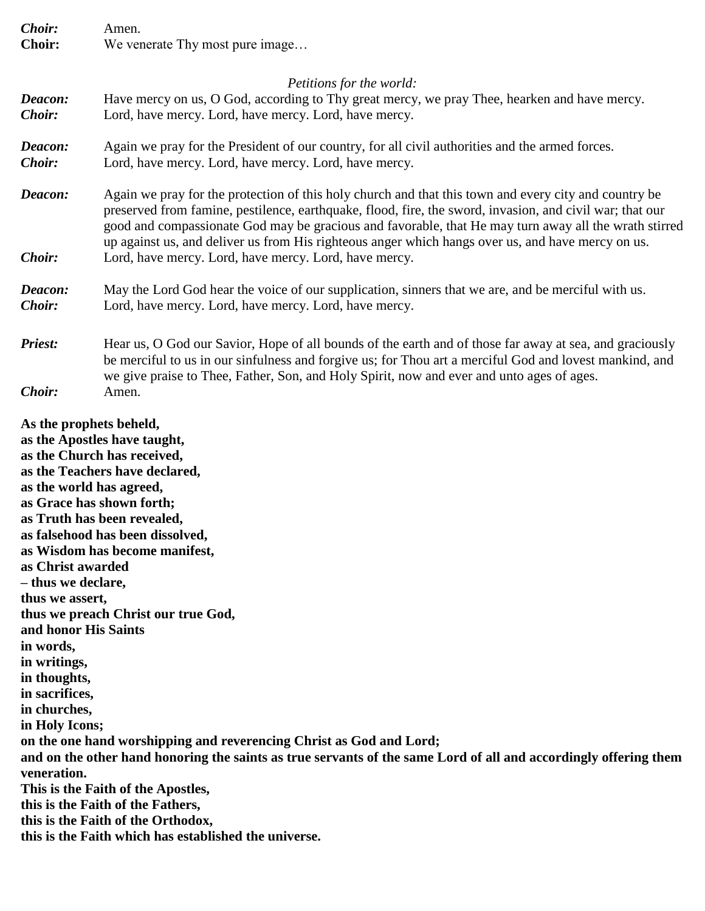***Choir:*** Amen.
**Choir:** We venerate Thy most pure image…

*Petitions for the world:*

***Deacon:*** Have mercy on us, O God, according to Thy great mercy, we pray Thee, hearken and have mercy.
***Choir:*** Lord, have mercy. Lord, have mercy. Lord, have mercy.

***Deacon:*** Again we pray for the President of our country, for all civil authorities and the armed forces.
***Choir:*** Lord, have mercy. Lord, have mercy. Lord, have mercy.

***Deacon:*** Again we pray for the protection of this holy church and that this town and every city and country be preserved from famine, pestilence, earthquake, flood, fire, the sword, invasion, and civil war; that our good and compassionate God may be gracious and favorable, that He may turn away all the wrath stirred up against us, and deliver us from His righteous anger which hangs over us, and have mercy on us.
***Choir:*** Lord, have mercy. Lord, have mercy. Lord, have mercy.

***Deacon:*** May the Lord God hear the voice of our supplication, sinners that we are, and be merciful with us.
***Choir:*** Lord, have mercy. Lord, have mercy. Lord, have mercy.

***Priest:*** Hear us, O God our Savior, Hope of all bounds of the earth and of those far away at sea, and graciously be merciful to us in our sinfulness and forgive us; for Thou art a merciful God and lovest mankind, and we give praise to Thee, Father, Son, and Holy Spirit, now and ever and unto ages of ages.
***Choir:*** Amen.

**As the prophets beheld,**
**as the Apostles have taught,**
**as the Church has received,**
**as the Teachers have declared,**
**as the world has agreed,**
**as Grace has shown forth;**
**as Truth has been revealed,**
**as falsehood has been dissolved,**
**as Wisdom has become manifest,**
**as Christ awarded**
**– thus we declare,**
**thus we assert,**
**thus we preach Christ our true God,**
**and honor His Saints**
**in words,**
**in writings,**
**in thoughts,**
**in sacrifices,**
**in churches,**
**in Holy Icons;**
**on the one hand worshipping and reverencing Christ as God and Lord;**
**and on the other hand honoring the saints as true servants of the same Lord of all and accordingly offering them veneration.**
**This is the Faith of the Apostles,**
**this is the Faith of the Fathers,**
**this is the Faith of the Orthodox,**
**this is the Faith which has established the universe.**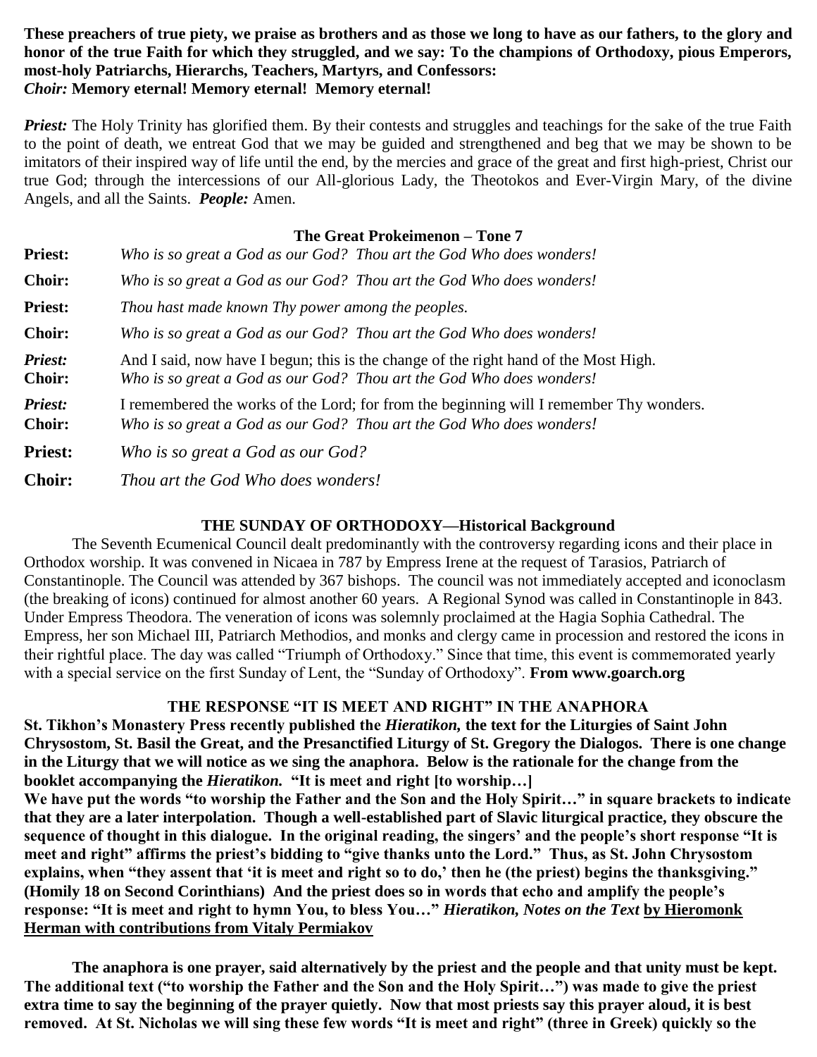**These preachers of true piety, we praise as brothers and as those we long to have as our fathers, to the glory and honor of the true Faith for which they struggled, and we say: To the champions of Orthodoxy, pious Emperors, most-holy Patriarchs, Hierarchs, Teachers, Martyrs, and Confessors:**
***Choir:*** **Memory eternal! Memory eternal! Memory eternal!**

***Priest:*** The Holy Trinity has glorified them. By their contests and struggles and teachings for the sake of the true Faith to the point of death, we entreat God that we may be guided and strengthened and beg that we may be shown to be imitators of their inspired way of life until the end, by the mercies and grace of the great and first high-priest, Christ our true God; through the intercessions of our All-glorious Lady, the Theotokos and Ever-Virgin Mary, of the divine Angels, and all the Saints. ***People:*** Amen.

### The Great Prokeimenon – Tone 7

**Priest:** *Who is so great a God as our God? Thou art the God Who does wonders!*

**Choir:** *Who is so great a God as our God? Thou art the God Who does wonders!*

**Priest:** *Thou hast made known Thy power among the peoples.*

**Choir:** *Who is so great a God as our God? Thou art the God Who does wonders!*

***Priest:*** And I said, now have I begun; this is the change of the right hand of the Most High.
**Choir:** *Who is so great a God as our God? Thou art the God Who does wonders!*

***Priest:*** I remembered the works of the Lord; for from the beginning will I remember Thy wonders.
**Choir:** *Who is so great a God as our God? Thou art the God Who does wonders!*

**Priest:** *Who is so great a God as our God?*

**Choir:** *Thou art the God Who does wonders!*

### THE SUNDAY OF ORTHODOXY—Historical Background

The Seventh Ecumenical Council dealt predominantly with the controversy regarding icons and their place in Orthodox worship. It was convened in Nicaea in 787 by Empress Irene at the request of Tarasios, Patriarch of Constantinople. The Council was attended by 367 bishops. The council was not immediately accepted and iconoclasm (the breaking of icons) continued for almost another 60 years. A Regional Synod was called in Constantinople in 843. Under Empress Theodora. The veneration of icons was solemnly proclaimed at the Hagia Sophia Cathedral. The Empress, her son Michael III, Patriarch Methodios, and monks and clergy came in procession and restored the icons in their rightful place. The day was called "Triumph of Orthodoxy." Since that time, this event is commemorated yearly with a special service on the first Sunday of Lent, the "Sunday of Orthodoxy". **From www.goarch.org**

### THE RESPONSE "IT IS MEET AND RIGHT" IN THE ANAPHORA

**St. Tikhon's Monastery Press recently published the *Hieratikon,* the text for the Liturgies of Saint John Chrysostom, St. Basil the Great, and the Presanctified Liturgy of St. Gregory the Dialogos. There is one change in the Liturgy that we will notice as we sing the anaphora. Below is the rationale for the change from the booklet accompanying the *Hieratikon.* "It is meet and right [to worship…]**
**We have put the words "to worship the Father and the Son and the Holy Spirit…" in square brackets to indicate that they are a later interpolation. Though a well-established part of Slavic liturgical practice, they obscure the sequence of thought in this dialogue. In the original reading, the singers' and the people's short response "It is meet and right" affirms the priest's bidding to "give thanks unto the Lord." Thus, as St. John Chrysostom explains, when "they assent that 'it is meet and right so to do,' then he (the priest) begins the thanksgiving." (Homily 18 on Second Corinthians) And the priest does so in words that echo and amplify the people's response: "It is meet and right to hymn You, to bless You…"** ***Hieratikon, Notes on the Text*** **by Hieromonk Herman with contributions from Vitaly Permiakov**

**The anaphora is one prayer, said alternatively by the priest and the people and that unity must be kept. The additional text ("to worship the Father and the Son and the Holy Spirit…") was made to give the priest extra time to say the beginning of the prayer quietly. Now that most priests say this prayer aloud, it is best removed. At St. Nicholas we will sing these few words "It is meet and right" (three in Greek) quickly so the**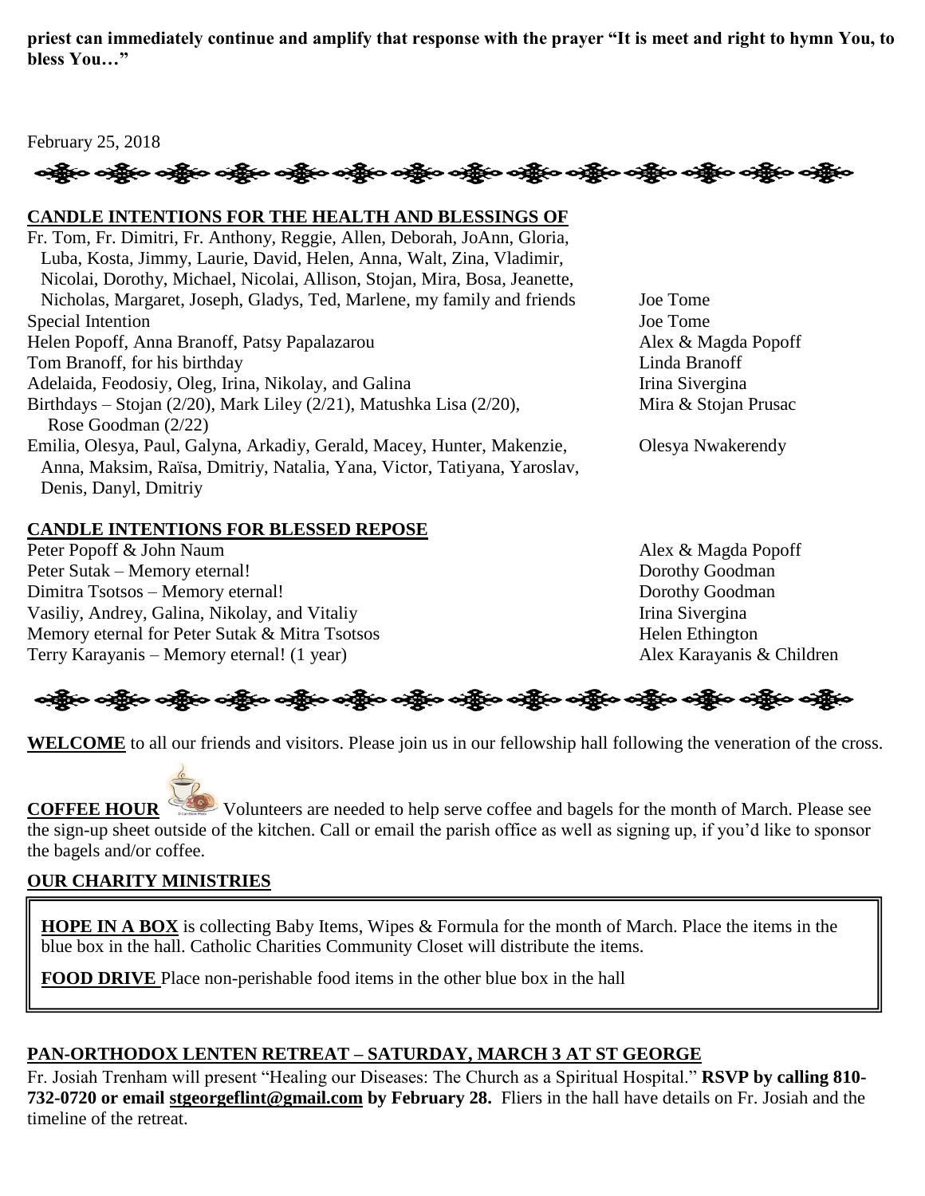**priest can immediately continue and amplify that response with the prayer "It is meet and right to hymn You, to bless You…"**

February 25, 2018

## CANDLE INTENTIONS FOR THE HEALTH AND BLESSINGS OF

| Intention | Offered by |
|---|---|
| Fr. Tom, Fr. Dimitri, Fr. Anthony, Reggie, Allen, Deborah, JoAnn, Gloria, Luba, Kosta, Jimmy, Laurie, David, Helen, Anna, Walt, Zina, Vladimir, Nicolai, Dorothy, Michael, Nicolai, Allison, Stojan, Mira, Bosa, Jeanette, Nicholas, Margaret, Joseph, Gladys, Ted, Marlene, my family and friends | Joe Tome |
| Special Intention | Joe Tome |
| Helen Popoff, Anna Branoff, Patsy Papalazarou | Alex & Magda Popoff |
| Tom Branoff, for his birthday | Linda Branoff |
| Adelaida, Feodosiy, Oleg, Irina, Nikolay, and Galina | Irina Sivergina |
| Birthdays – Stojan (2/20), Mark Liley (2/21), Matushka Lisa (2/20), Rose Goodman (2/22) | Mira & Stojan Prusac |
| Emilia, Olesya, Paul, Galyna, Arkadiy, Gerald, Macey, Hunter, Makenzie, Anna, Maksim, Raïsa, Dmitriy, Natalia, Yana, Victor, Tatiyana, Yaroslav, Denis, Danyl, Dmitriy | Olesya Nwakerendy |

## CANDLE INTENTIONS FOR BLESSED REPOSE

| Intention | Offered by |
|---|---|
| Peter Popoff & John Naum | Alex & Magda Popoff |
| Peter Sutak – Memory eternal! | Dorothy Goodman |
| Dimitra Tsotsos – Memory eternal! | Dorothy Goodman |
| Vasiliy, Andrey, Galina, Nikolay, and Vitaliy | Irina Sivergina |
| Memory eternal for Peter Sutak & Mitra Tsotsos | Helen Ethington |
| Terry Karayanis – Memory eternal! (1 year) | Alex Karayanis & Children |

**WELCOME** to all our friends and visitors. Please join us in our fellowship hall following the veneration of the cross.

**COFFEE HOUR** Volunteers are needed to help serve coffee and bagels for the month of March. Please see the sign-up sheet outside of the kitchen. Call or email the parish office as well as signing up, if you'd like to sponsor the bagels and/or coffee.

## OUR CHARITY MINISTRIES

**HOPE IN A BOX** is collecting Baby Items, Wipes & Formula for the month of March. Place the items in the blue box in the hall. Catholic Charities Community Closet will distribute the items.

**FOOD DRIVE** Place non-perishable food items in the other blue box in the hall

## PAN-ORTHODOX LENTEN RETREAT – SATURDAY, MARCH 3 AT ST GEORGE

Fr. Josiah Trenham will present "Healing our Diseases: The Church as a Spiritual Hospital." **RSVP by calling 810-732-0720 or email stgeorgeflint@gmail.com by February 28.** Fliers in the hall have details on Fr. Josiah and the timeline of the retreat.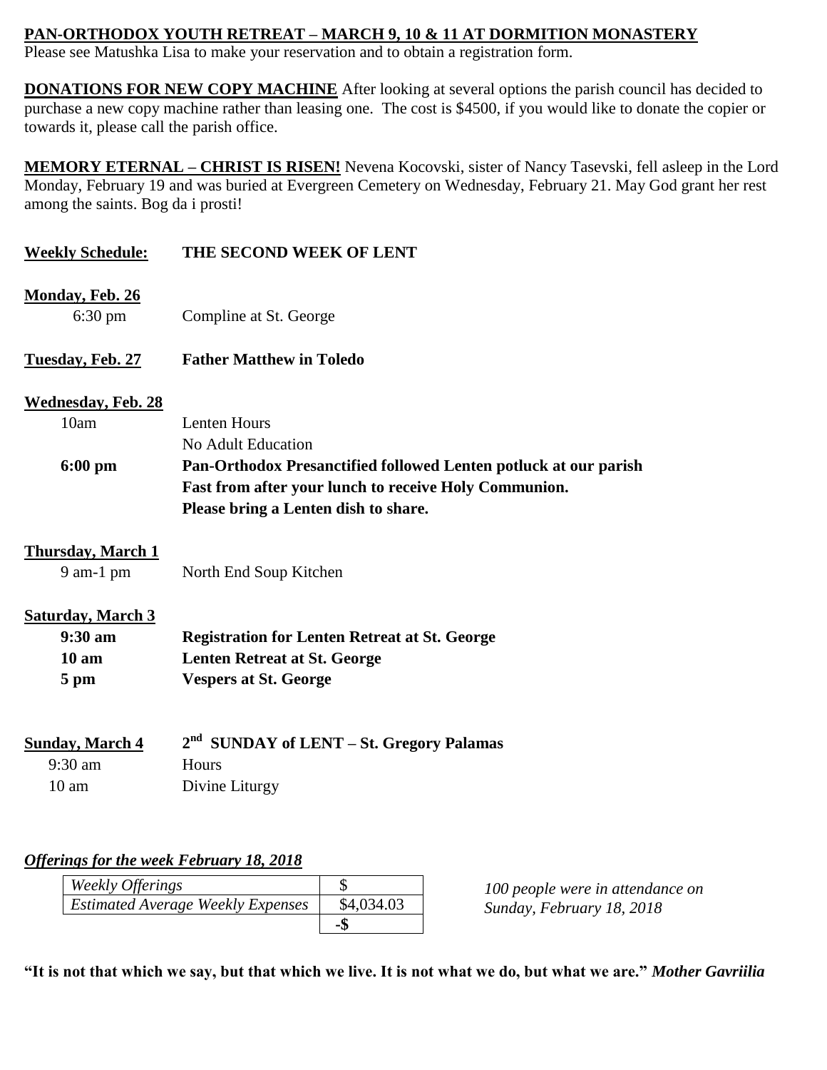**PAN-ORTHODOX YOUTH RETREAT – MARCH 9, 10 & 11 AT DORMITION MONASTERY**
Please see Matushka Lisa to make your reservation and to obtain a registration form.

**DONATIONS FOR NEW COPY MACHINE** After looking at several options the parish council has decided to purchase a new copy machine rather than leasing one. The cost is $4500, if you would like to donate the copier or towards it, please call the parish office.

**MEMORY ETERNAL – CHRIST IS RISEN!** Nevena Kocovski, sister of Nancy Tasevski, fell asleep in the Lord Monday, February 19 and was buried at Evergreen Cemetery on Wednesday, February 21. May God grant her rest among the saints. Bog da i prosti!

**Weekly Schedule:** **THE SECOND WEEK OF LENT**

**Monday, Feb. 26**
6:30 pm Compline at St. George

**Tuesday, Feb. 27** **Father Matthew in Toledo**

**Wednesday, Feb. 28**
10am Lenten Hours
No Adult Education
**6:00 pm Pan-Orthodox Presanctified followed Lenten potluck at our parish**
**Fast from after your lunch to receive Holy Communion.**
**Please bring a Lenten dish to share.**

**Thursday, March 1**
9 am-1 pm North End Soup Kitchen

**Saturday, March 3**
**9:30 am Registration for Lenten Retreat at St. George**
**10 am Lenten Retreat at St. George**
**5 pm Vespers at St. George**

**Sunday, March 4** **2nd SUNDAY of LENT – St. Gregory Palamas**
9:30 am Hours
10 am Divine Liturgy

***Offerings for the week February 18, 2018***

| | |
|---|---|
| *Weekly Offerings* | $ |
| *Estimated Average Weekly Expenses* | $4,034.03 |
| | **-$** |

*100 people were in attendance on Sunday, February 18, 2018*

**"It is not that which we say, but that which we live. It is not what we do, but what we are."** ***Mother Gavriilia***